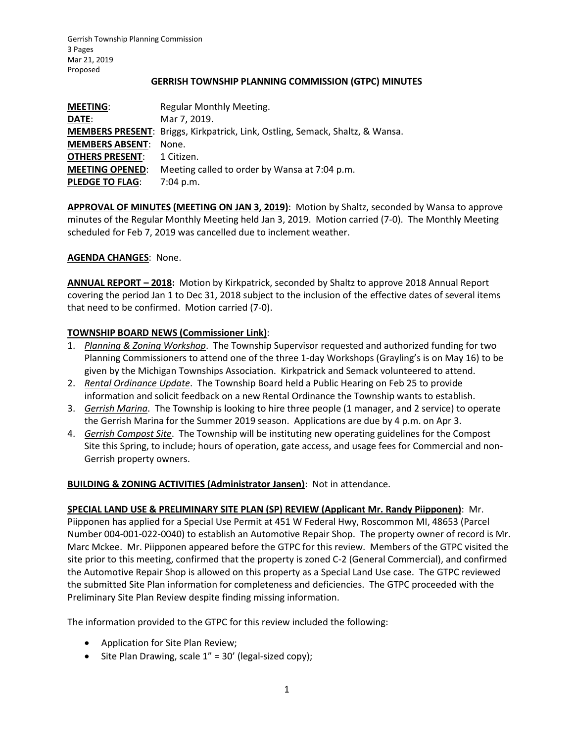Gerrish Township Planning Commission
3 Pages
Mar 21, 2019
Proposed

# GERRISH TOWNSHIP PLANNING COMMISSION (GTPC) MINUTES

**MEETING**: Regular Monthly Meeting.
**DATE**: Mar 7, 2019.
**MEMBERS PRESENT**: Briggs, Kirkpatrick, Link, Ostling, Semack, Shaltz, & Wansa.
**MEMBERS ABSENT**: None.
**OTHERS PRESENT**: 1 Citizen.
**MEETING OPENED**: Meeting called to order by Wansa at 7:04 p.m.
**PLEDGE TO FLAG**: 7:04 p.m.

**APPROVAL OF MINUTES (MEETING ON JAN 3, 2019)**: Motion by Shaltz, seconded by Wansa to approve minutes of the Regular Monthly Meeting held Jan 3, 2019. Motion carried (7-0). The Monthly Meeting scheduled for Feb 7, 2019 was cancelled due to inclement weather.

**AGENDA CHANGES**: None.

**ANNUAL REPORT – 2018:** Motion by Kirkpatrick, seconded by Shaltz to approve 2018 Annual Report covering the period Jan 1 to Dec 31, 2018 subject to the inclusion of the effective dates of several items that need to be confirmed. Motion carried (7-0).

**TOWNSHIP BOARD NEWS (Commissioner Link)**:

1. *Planning & Zoning Workshop*. The Township Supervisor requested and authorized funding for two Planning Commissioners to attend one of the three 1-day Workshops (Grayling's is on May 16) to be given by the Michigan Townships Association. Kirkpatrick and Semack volunteered to attend.
2. *Rental Ordinance Update*. The Township Board held a Public Hearing on Feb 25 to provide information and solicit feedback on a new Rental Ordinance the Township wants to establish.
3. *Gerrish Marina*. The Township is looking to hire three people (1 manager, and 2 service) to operate the Gerrish Marina for the Summer 2019 season. Applications are due by 4 p.m. on Apr 3.
4. *Gerrish Compost Site*. The Township will be instituting new operating guidelines for the Compost Site this Spring, to include; hours of operation, gate access, and usage fees for Commercial and non-Gerrish property owners.

**BUILDING & ZONING ACTIVITIES (Administrator Jansen)**: Not in attendance.

**SPECIAL LAND USE & PRELIMINARY SITE PLAN (SP) REVIEW (Applicant Mr. Randy Piipponen)**: Mr. Piipponen has applied for a Special Use Permit at 451 W Federal Hwy, Roscommon MI, 48653 (Parcel Number 004-001-022-0040) to establish an Automotive Repair Shop. The property owner of record is Mr. Marc Mckee. Mr. Piipponen appeared before the GTPC for this review. Members of the GTPC visited the site prior to this meeting, confirmed that the property is zoned C-2 (General Commercial), and confirmed the Automotive Repair Shop is allowed on this property as a Special Land Use case. The GTPC reviewed the submitted Site Plan information for completeness and deficiencies. The GTPC proceeded with the Preliminary Site Plan Review despite finding missing information.

The information provided to the GTPC for this review included the following:

- Application for Site Plan Review;
- Site Plan Drawing, scale 1" = 30' (legal-sized copy);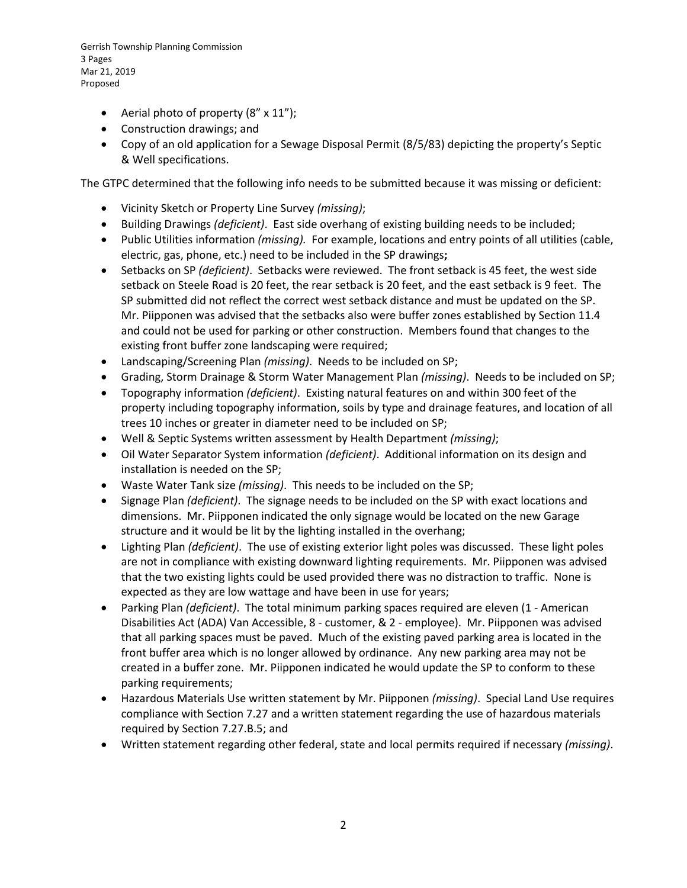- Aerial photo of property (8" x 11");
- Construction drawings; and
- Copy of an old application for a Sewage Disposal Permit (8/5/83) depicting the property's Septic & Well specifications.

The GTPC determined that the following info needs to be submitted because it was missing or deficient:

- Vicinity Sketch or Property Line Survey *(missing)*;
- Building Drawings *(deficient)*. East side overhang of existing building needs to be included;
- Public Utilities information *(missing).* For example, locations and entry points of all utilities (cable, electric, gas, phone, etc.) need to be included in the SP drawings**;**
- Setbacks on SP *(deficient)*. Setbacks were reviewed. The front setback is 45 feet, the west side setback on Steele Road is 20 feet, the rear setback is 20 feet, and the east setback is 9 feet. The SP submitted did not reflect the correct west setback distance and must be updated on the SP. Mr. Piipponen was advised that the setbacks also were buffer zones established by Section 11.4 and could not be used for parking or other construction. Members found that changes to the existing front buffer zone landscaping were required;
- Landscaping/Screening Plan *(missing)*. Needs to be included on SP;
- Grading, Storm Drainage & Storm Water Management Plan *(missing)*. Needs to be included on SP;
- Topography information *(deficient)*. Existing natural features on and within 300 feet of the property including topography information, soils by type and drainage features, and location of all trees 10 inches or greater in diameter need to be included on SP;
- Well & Septic Systems written assessment by Health Department *(missing)*;
- Oil Water Separator System information *(deficient)*. Additional information on its design and installation is needed on the SP;
- Waste Water Tank size *(missing)*. This needs to be included on the SP;
- Signage Plan *(deficient)*. The signage needs to be included on the SP with exact locations and dimensions. Mr. Piipponen indicated the only signage would be located on the new Garage structure and it would be lit by the lighting installed in the overhang;
- Lighting Plan *(deficient)*. The use of existing exterior light poles was discussed. These light poles are not in compliance with existing downward lighting requirements. Mr. Piipponen was advised that the two existing lights could be used provided there was no distraction to traffic. None is expected as they are low wattage and have been in use for years;
- Parking Plan *(deficient)*. The total minimum parking spaces required are eleven (1 - American Disabilities Act (ADA) Van Accessible, 8 - customer, & 2 - employee). Mr. Piipponen was advised that all parking spaces must be paved. Much of the existing paved parking area is located in the front buffer area which is no longer allowed by ordinance. Any new parking area may not be created in a buffer zone. Mr. Piipponen indicated he would update the SP to conform to these parking requirements;
- Hazardous Materials Use written statement by Mr. Piipponen *(missing)*. Special Land Use requires compliance with Section 7.27 and a written statement regarding the use of hazardous materials required by Section 7.27.B.5; and
- Written statement regarding other federal, state and local permits required if necessary *(missing)*.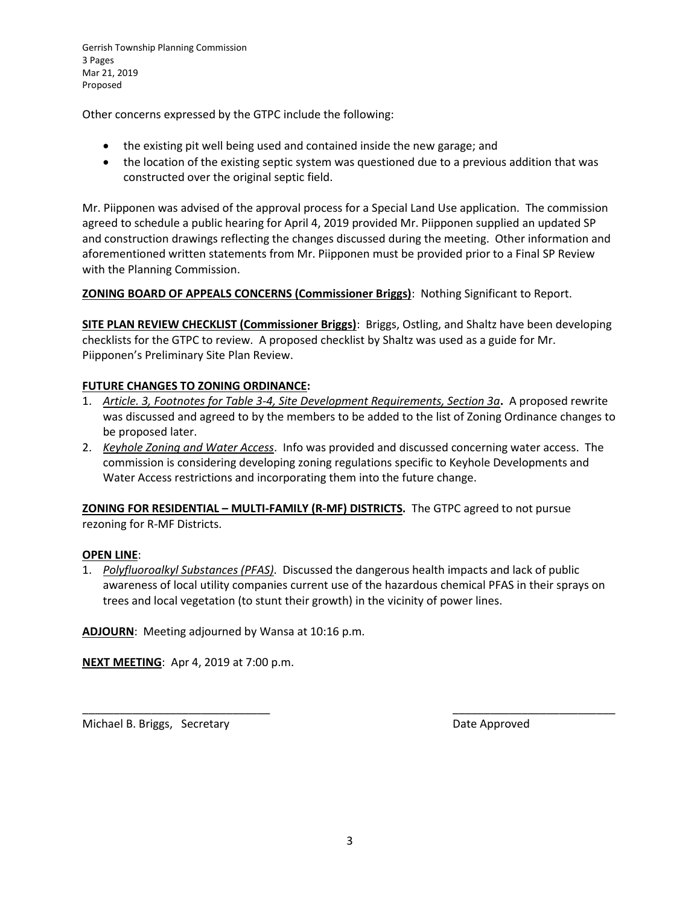Other concerns expressed by the GTPC include the following:

- the existing pit well being used and contained inside the new garage; and
- the location of the existing septic system was questioned due to a previous addition that was constructed over the original septic field.

Mr. Piipponen was advised of the approval process for a Special Land Use application. The commission agreed to schedule a public hearing for April 4, 2019 provided Mr. Piipponen supplied an updated SP and construction drawings reflecting the changes discussed during the meeting. Other information and aforementioned written statements from Mr. Piipponen must be provided prior to a Final SP Review with the Planning Commission.

**ZONING BOARD OF APPEALS CONCERNS (Commissioner Briggs)**: Nothing Significant to Report.

**SITE PLAN REVIEW CHECKLIST (Commissioner Briggs)**: Briggs, Ostling, and Shaltz have been developing checklists for the GTPC to review. A proposed checklist by Shaltz was used as a guide for Mr. Piipponen's Preliminary Site Plan Review.

**FUTURE CHANGES TO ZONING ORDINANCE:**

1. *Article. 3, Footnotes for Table 3-4, Site Development Requirements, Section 3a***.** A proposed rewrite was discussed and agreed to by the members to be added to the list of Zoning Ordinance changes to be proposed later.
2. *Keyhole Zoning and Water Access*. Info was provided and discussed concerning water access. The commission is considering developing zoning regulations specific to Keyhole Developments and Water Access restrictions and incorporating them into the future change.

**ZONING FOR RESIDENTIAL – MULTI-FAMILY (R-MF) DISTRICTS.** The GTPC agreed to not pursue rezoning for R-MF Districts.

**OPEN LINE**:

1. *Polyfluoroalkyl Substances (PFAS)*. Discussed the dangerous health impacts and lack of public awareness of local utility companies current use of the hazardous chemical PFAS in their sprays on trees and local vegetation (to stunt their growth) in the vicinity of power lines.

**ADJOURN**: Meeting adjourned by Wansa at 10:16 p.m.

**NEXT MEETING**: Apr 4, 2019 at 7:00 p.m.

______________________________ ______________________________

Michael B. Briggs, Secretary Date Approved